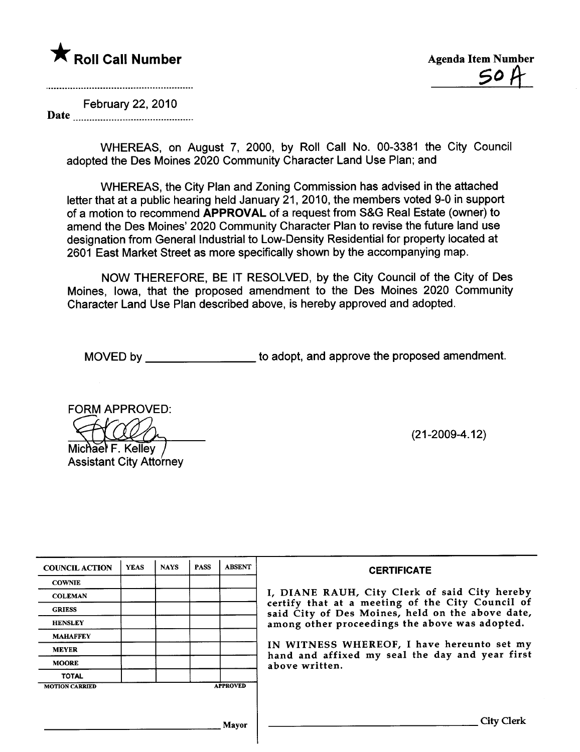★ **Roll Call Number**

**Agenda Item Number**
50 A

Date February 22, 2010

WHEREAS, on August 7, 2000, by Roll Call No. 00-3381 the City Council adopted the Des Moines 2020 Community Character Land Use Plan; and

WHEREAS, the City Plan and Zoning Commission has advised in the attached letter that at a public hearing held January 21, 2010, the members voted 9-0 in support of a motion to recommend **APPROVAL** of a request from S&G Real Estate (owner) to amend the Des Moines' 2020 Community Character Plan to revise the future land use designation from General Industrial to Low-Density Residential for property located at 2601 East Market Street as more specifically shown by the accompanying map.

NOW THEREFORE, BE IT RESOLVED, by the City Council of the City of Des Moines, Iowa, that the proposed amendment to the Des Moines 2020 Community Character Land Use Plan described above, is hereby approved and adopted.

MOVED by ________________ to adopt, and approve the proposed amendment.

FORM APPROVED:

Michael F. Kelley
Assistant City Attorney

(21-2009-4.12)

| COUNCIL ACTION | YEAS | NAYS | PASS | ABSENT |
|---|---|---|---|---|
| COWNIE | | | | |
| COLEMAN | | | | |
| GRIESS | | | | |
| HENSLEY | | | | |
| MAHAFFEY | | | | |
| MEYER | | | | |
| MOORE | | | | |
| TOTAL | | | | |

MOTION CARRIED APPROVED

________________ Mayor

**CERTIFICATE**

I, DIANE RAUH, City Clerk of said City hereby certify that at a meeting of the City Council of said City of Des Moines, held on the above date, among other proceedings the above was adopted.

IN WITNESS WHEREOF, I have hereunto set my hand and affixed my seal the day and year first above written.

________________ City Clerk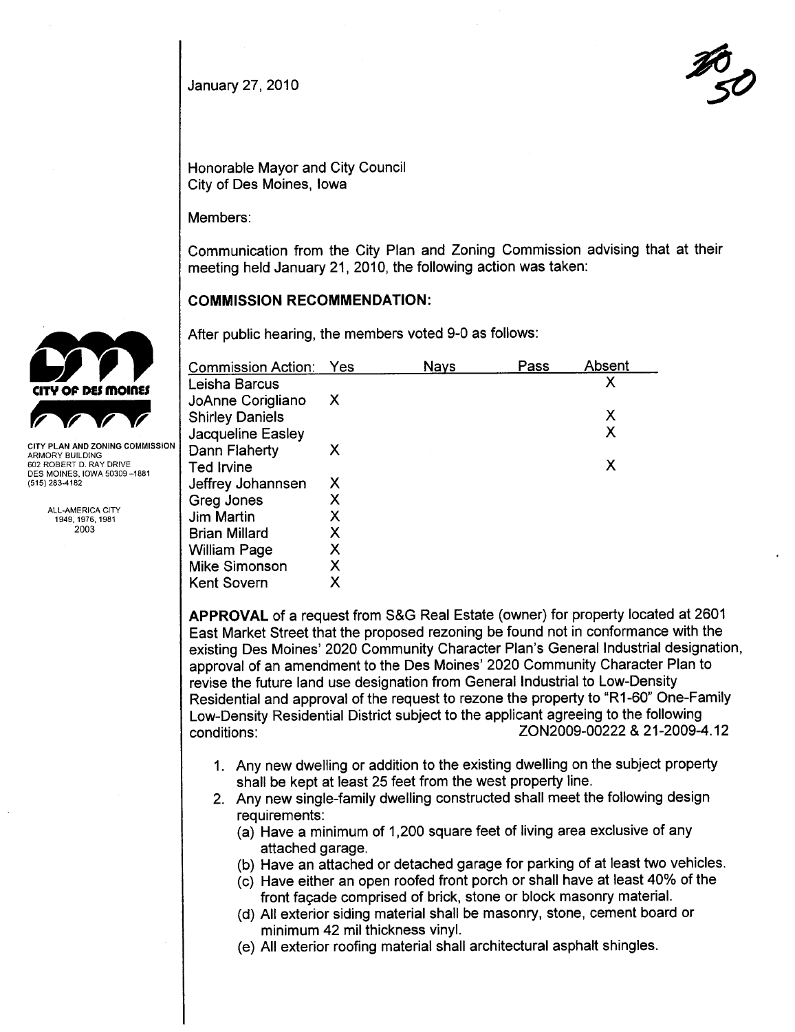January 27, 2010

~~20~~ 50

Honorable Mayor and City Council
City of Des Moines, Iowa

Members:

Communication from the City Plan and Zoning Commission advising that at their meeting held January 21, 2010, the following action was taken:

CITY PLAN AND ZONING COMMISSION
ARMORY BUILDING
602 ROBERT D. RAY DRIVE
DES MOINES, IOWA 50309-1881
(515) 283-4182

ALL-AMERICA CITY
1949, 1976, 1981
2003

## COMMISSION RECOMMENDATION:

After public hearing, the members voted 9-0 as follows:

| Commission Action: | Yes | Nays | Pass | Absent |
|---|---|---|---|---|
| Leisha Barcus | | | | X |
| JoAnne Corigliano | X | | | |
| Shirley Daniels | | | | X |
| Jacqueline Easley | | | | X |
| Dann Flaherty | X | | | |
| Ted Irvine | | | | X |
| Jeffrey Johannsen | X | | | |
| Greg Jones | X | | | |
| Jim Martin | X | | | |
| Brian Millard | X | | | |
| William Page | X | | | |
| Mike Simonson | X | | | |
| Kent Sovern | X | | | |

**APPROVAL** of a request from S&G Real Estate (owner) for property located at 2601 East Market Street that the proposed rezoning be found not in conformance with the existing Des Moines' 2020 Community Character Plan's General Industrial designation, approval of an amendment to the Des Moines' 2020 Community Character Plan to revise the future land use designation from General Industrial to Low-Density Residential and approval of the request to rezone the property to "R1-60" One-Family Low-Density Residential District subject to the applicant agreeing to the following conditions: ZON2009-00222 & 21-2009-4.12

1. Any new dwelling or addition to the existing dwelling on the subject property shall be kept at least 25 feet from the west property line.
2. Any new single-family dwelling constructed shall meet the following design requirements:
   (a) Have a minimum of 1,200 square feet of living area exclusive of any attached garage.
   (b) Have an attached or detached garage for parking of at least two vehicles.
   (c) Have either an open roofed front porch or shall have at least 40% of the front façade comprised of brick, stone or block masonry material.
   (d) All exterior siding material shall be masonry, stone, cement board or minimum 42 mil thickness vinyl.
   (e) All exterior roofing material shall architectural asphalt shingles.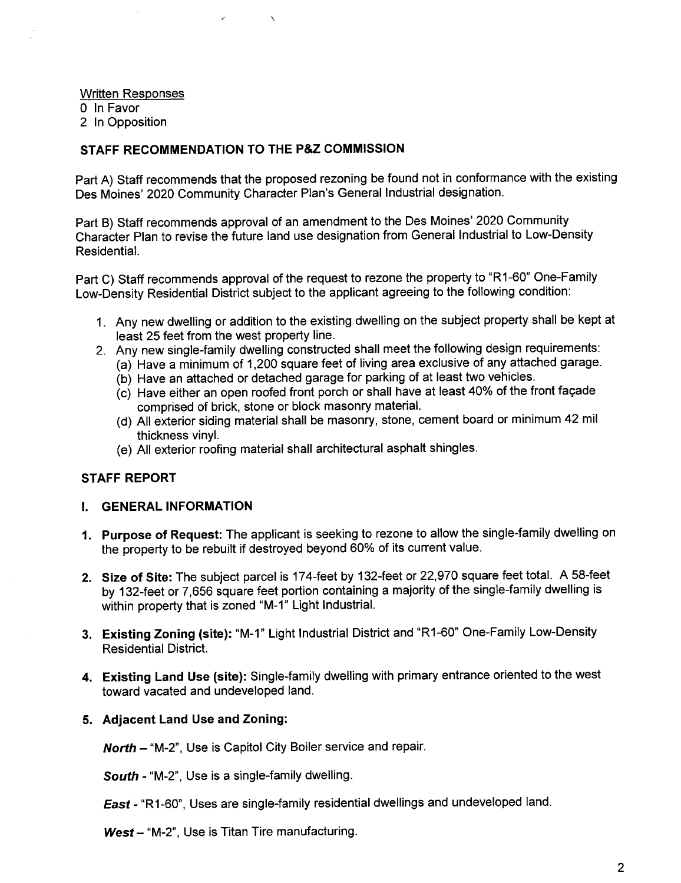Written Responses
0 In Favor
2 In Opposition

## STAFF RECOMMENDATION TO THE P&Z COMMISSION

Part A) Staff recommends that the proposed rezoning be found not in conformance with the existing Des Moines' 2020 Community Character Plan's General Industrial designation.

Part B) Staff recommends approval of an amendment to the Des Moines' 2020 Community Character Plan to revise the future land use designation from General Industrial to Low-Density Residential.

Part C) Staff recommends approval of the request to rezone the property to "R1-60" One-Family Low-Density Residential District subject to the applicant agreeing to the following condition:

1. Any new dwelling or addition to the existing dwelling on the subject property shall be kept at least 25 feet from the west property line.
2. Any new single-family dwelling constructed shall meet the following design requirements:
   (a) Have a minimum of 1,200 square feet of living area exclusive of any attached garage.
   (b) Have an attached or detached garage for parking of at least two vehicles.
   (c) Have either an open roofed front porch or shall have at least 40% of the front façade comprised of brick, stone or block masonry material.
   (d) All exterior siding material shall be masonry, stone, cement board or minimum 42 mil thickness vinyl.
   (e) All exterior roofing material shall architectural asphalt shingles.

## STAFF REPORT

### I. GENERAL INFORMATION

1. **Purpose of Request:** The applicant is seeking to rezone to allow the single-family dwelling on the property to be rebuilt if destroyed beyond 60% of its current value.

2. **Size of Site:** The subject parcel is 174-feet by 132-feet or 22,970 square feet total. A 58-feet by 132-feet or 7,656 square feet portion containing a majority of the single-family dwelling is within property that is zoned "M-1" Light Industrial.

3. **Existing Zoning (site):** "M-1" Light Industrial District and "R1-60" One-Family Low-Density Residential District.

4. **Existing Land Use (site):** Single-family dwelling with primary entrance oriented to the west toward vacated and undeveloped land.

5. **Adjacent Land Use and Zoning:**

   ***North*** – "M-2", Use is Capitol City Boiler service and repair.

   ***South*** - "M-2", Use is a single-family dwelling.

   ***East*** - "R1-60", Uses are single-family residential dwellings and undeveloped land.

   ***West*** – "M-2", Use is Titan Tire manufacturing.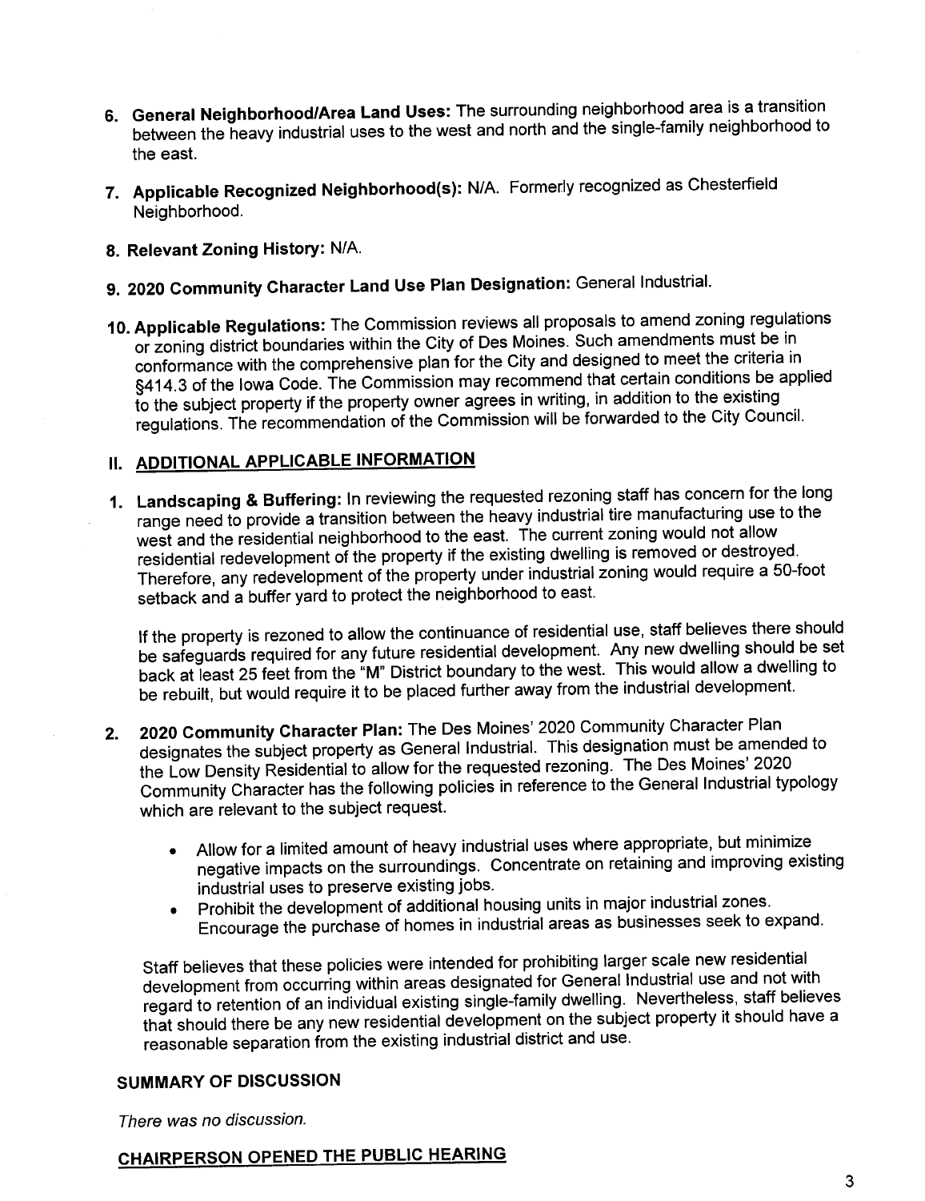6. **General Neighborhood/Area Land Uses:** The surrounding neighborhood area is a transition between the heavy industrial uses to the west and north and the single-family neighborhood to the east.

7. **Applicable Recognized Neighborhood(s):** N/A. Formerly recognized as Chesterfield Neighborhood.

8. **Relevant Zoning History:** N/A.

9. **2020 Community Character Land Use Plan Designation:** General Industrial.

10. **Applicable Regulations:** The Commission reviews all proposals to amend zoning regulations or zoning district boundaries within the City of Des Moines. Such amendments must be in conformance with the comprehensive plan for the City and designed to meet the criteria in §414.3 of the Iowa Code. The Commission may recommend that certain conditions be applied to the subject property if the property owner agrees in writing, in addition to the existing regulations. The recommendation of the Commission will be forwarded to the City Council.

## II. ADDITIONAL APPLICABLE INFORMATION

1. **Landscaping & Buffering:** In reviewing the requested rezoning staff has concern for the long range need to provide a transition between the heavy industrial tire manufacturing use to the west and the residential neighborhood to the east. The current zoning would not allow residential redevelopment of the property if the existing dwelling is removed or destroyed. Therefore, any redevelopment of the property under industrial zoning would require a 50-foot setback and a buffer yard to protect the neighborhood to east.

   If the property is rezoned to allow the continuance of residential use, staff believes there should be safeguards required for any future residential development. Any new dwelling should be set back at least 25 feet from the "M" District boundary to the west. This would allow a dwelling to be rebuilt, but would require it to be placed further away from the industrial development.

2. **2020 Community Character Plan:** The Des Moines' 2020 Community Character Plan designates the subject property as General Industrial. This designation must be amended to the Low Density Residential to allow for the requested rezoning. The Des Moines' 2020 Community Character has the following policies in reference to the General Industrial typology which are relevant to the subject request.

   - Allow for a limited amount of heavy industrial uses where appropriate, but minimize negative impacts on the surroundings. Concentrate on retaining and improving existing industrial uses to preserve existing jobs.
   - Prohibit the development of additional housing units in major industrial zones. Encourage the purchase of homes in industrial areas as businesses seek to expand.

   Staff believes that these policies were intended for prohibiting larger scale new residential development from occurring within areas designated for General Industrial use and not with regard to retention of an individual existing single-family dwelling. Nevertheless, staff believes that should there be any new residential development on the subject property it should have a reasonable separation from the existing industrial district and use.

### SUMMARY OF DISCUSSION

*There was no discussion.*

### CHAIRPERSON OPENED THE PUBLIC HEARING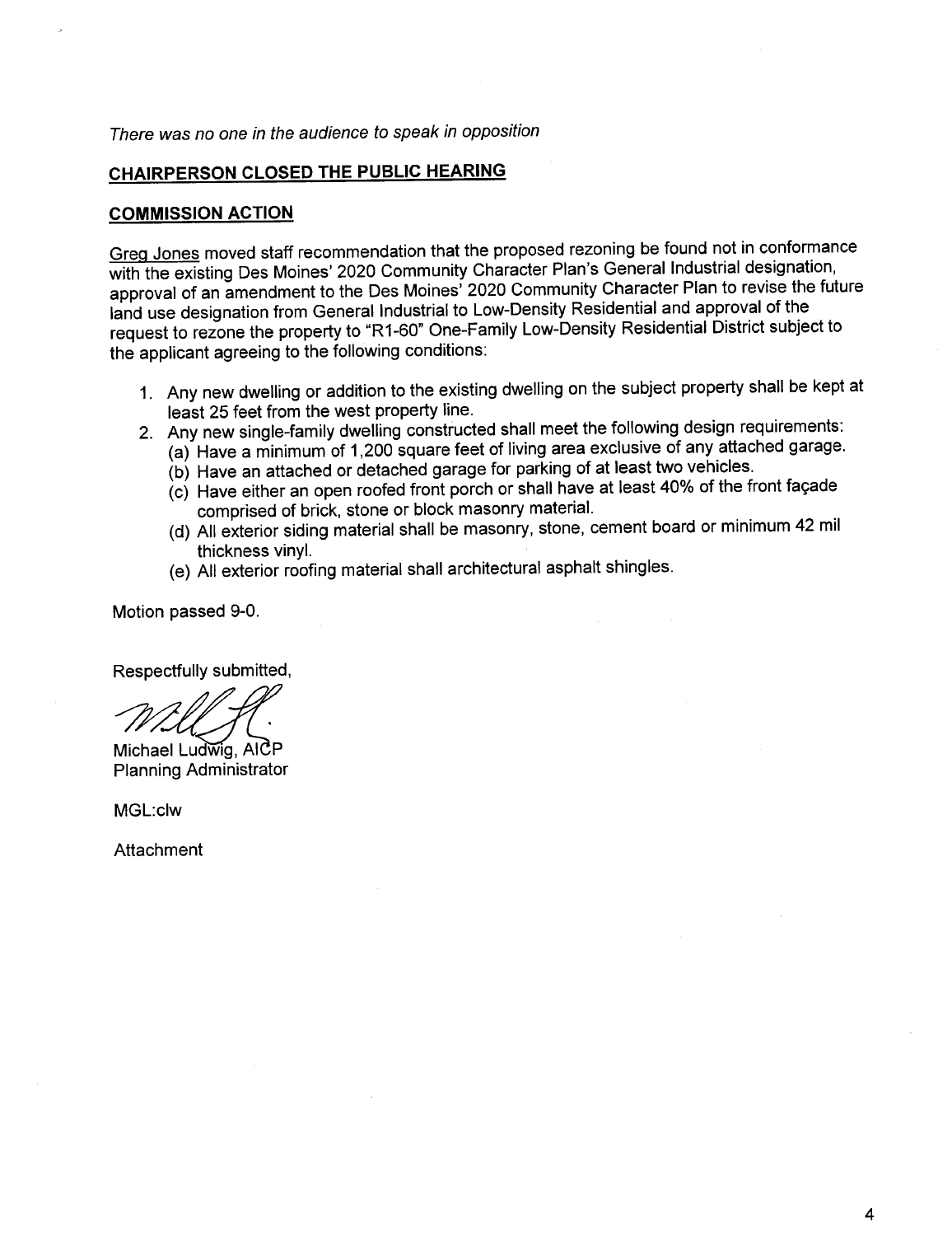*There was no one in the audience to speak in opposition*

**CHAIRPERSON CLOSED THE PUBLIC HEARING**

**COMMISSION ACTION**

Greg Jones moved staff recommendation that the proposed rezoning be found not in conformance with the existing Des Moines' 2020 Community Character Plan's General Industrial designation, approval of an amendment to the Des Moines' 2020 Community Character Plan to revise the future land use designation from General Industrial to Low-Density Residential and approval of the request to rezone the property to "R1-60" One-Family Low-Density Residential District subject to the applicant agreeing to the following conditions:

1. Any new dwelling or addition to the existing dwelling on the subject property shall be kept at least 25 feet from the west property line.
2. Any new single-family dwelling constructed shall meet the following design requirements:
   (a) Have a minimum of 1,200 square feet of living area exclusive of any attached garage.
   (b) Have an attached or detached garage for parking of at least two vehicles.
   (c) Have either an open roofed front porch or shall have at least 40% of the front façade comprised of brick, stone or block masonry material.
   (d) All exterior siding material shall be masonry, stone, cement board or minimum 42 mil thickness vinyl.
   (e) All exterior roofing material shall architectural asphalt shingles.

Motion passed 9-0.

Respectfully submitted,

Michael Ludwig, AICP
Planning Administrator

MGL:clw

Attachment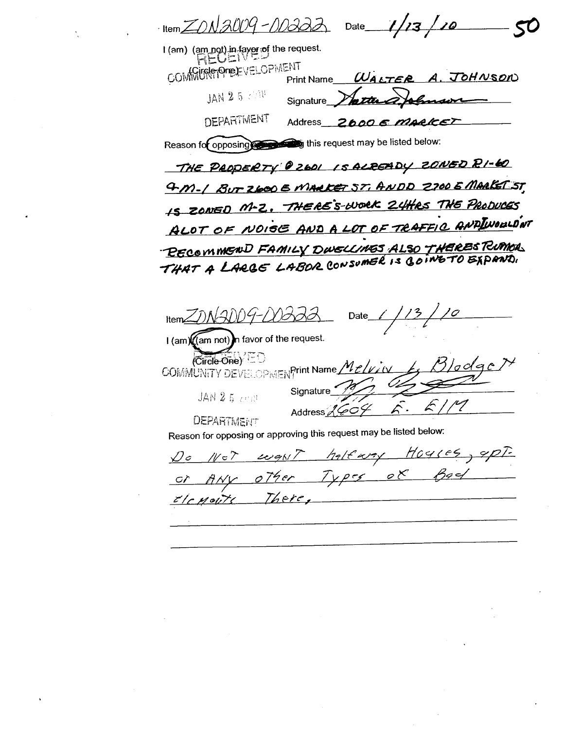Item ZON2009-00222 Date 1/13/10 50

I (am) (am not) in favor of the request.

(Circle One)

RECEIVED
COMMUNITY DEVELOPMENT
JAN 25 2010
DEPARTMENT

Print Name WALTER A. JOHNSON

Signature Walter A Johnson

Address 2600 E MARKET

Reason for opposing or approving this request may be listed below:

THE PROPERTY @ 2601 IS ALREADY ZONED R1-60 & M-1 BUT 2600 E MARKET ST. AND 2700 E MARKET ST. IS ZONED M-2. THERE'S WORK 24HRS THE PRODUCES ALOT OF NOISE AND A LOT OF TRAFFIC AND I WOULDN'T RECOMMEND FAMILY DWELLINGS ALSO THERES RUMOR THAT A LARGE LABOR CONSUMER IS GOING TO EXPAND.

---

Item ZON2009-00222 Date 1/13/10

I (am) (am not) in favor of the request.

(Circle One)

RECEIVED
COMMUNITY DEVELOPMENT
JAN 25 2010
DEPARTMENT

Print Name Melvin L. Blodgett

Signature

Address 2604 E. Elm

Reason for opposing or approving this request may be listed below:

Do Not want halfway Houses, apt. or Any other Types of Bad Elements There.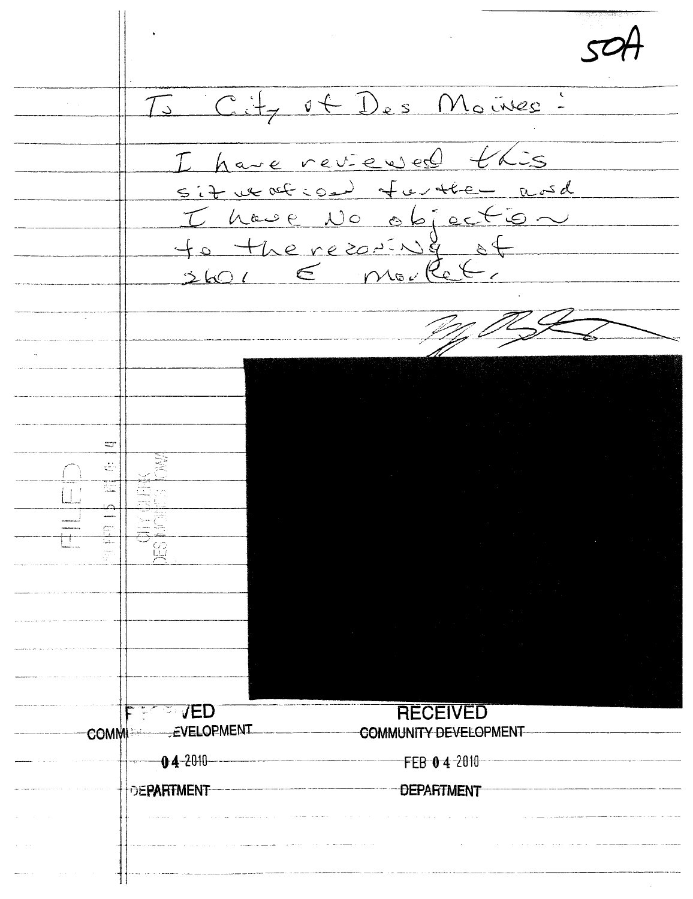50A

To City of Des Moines:

I have reviewed this situation further and I have No objection to the rezoning of 2601 E Market.

FILED
2010 FEB 15 PM 12:14
CITY CLERK
DES MOINES, IOWA

RECEIVED
COMMUNITY DEVELOPMENT
04 2010
DEPARTMENT

RECEIVED
COMMUNITY DEVELOPMENT
FEB 04 2010
DEPARTMENT